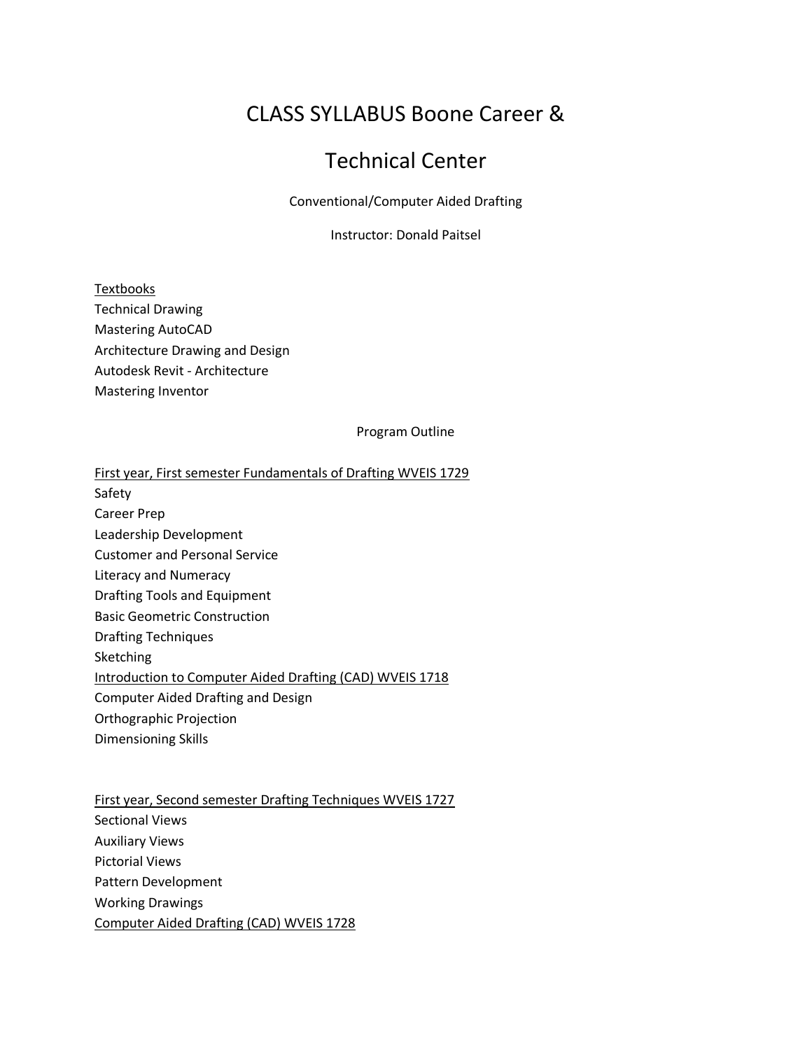# CLASS SYLLABUS Boone Career & Technical Center

Conventional/Computer Aided Drafting

Instructor: Donald Paitsel

<u>Textbooks</u>

Technical Drawing
Mastering AutoCAD
Architecture Drawing and Design
Autodesk Revit - Architecture
Mastering Inventor

## Program Outline

<u>First year, First semester Fundamentals of Drafting WVEIS 1729</u>

Safety
Career Prep
Leadership Development
Customer and Personal Service
Literacy and Numeracy
Drafting Tools and Equipment
Basic Geometric Construction
Drafting Techniques
Sketching

<u>Introduction to Computer Aided Drafting (CAD) WVEIS 1718</u>

Computer Aided Drafting and Design
Orthographic Projection
Dimensioning Skills

<u>First year, Second semester Drafting Techniques WVEIS 1727</u>

Sectional Views
Auxiliary Views
Pictorial Views
Pattern Development
Working Drawings

<u>Computer Aided Drafting (CAD) WVEIS 1728</u>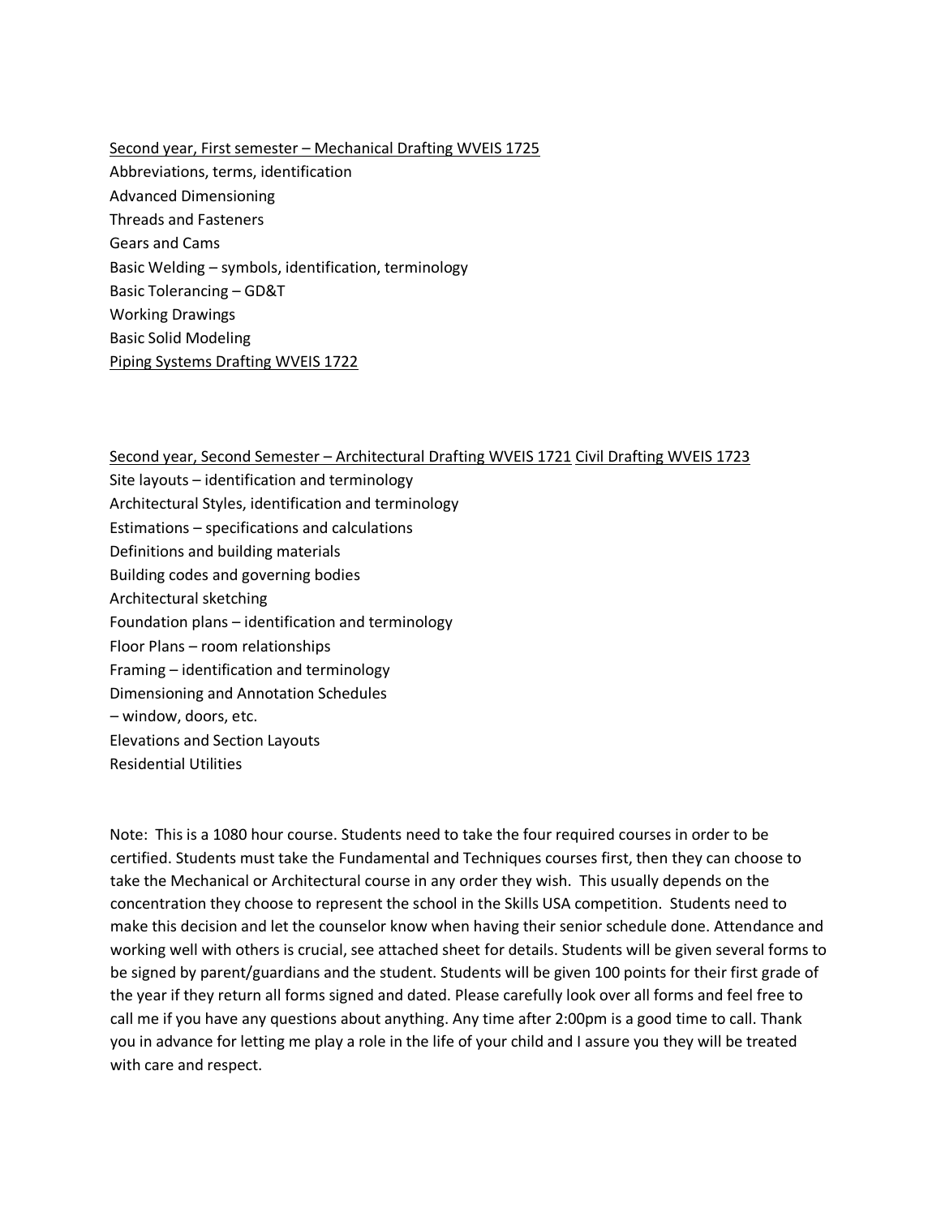<u>Second year, First semester – Mechanical Drafting WVEIS 1725</u>

Abbreviations, terms, identification
Advanced Dimensioning
Threads and Fasteners
Gears and Cams
Basic Welding – symbols, identification, terminology
Basic Tolerancing – GD&T
Working Drawings
Basic Solid Modeling
<u>Piping Systems Drafting WVEIS 1722</u>

<u>Second year, Second Semester – Architectural Drafting WVEIS 1721</u> <u>Civil Drafting WVEIS 1723</u>

Site layouts – identification and terminology
Architectural Styles, identification and terminology
Estimations – specifications and calculations
Definitions and building materials
Building codes and governing bodies
Architectural sketching
Foundation plans – identification and terminology
Floor Plans – room relationships
Framing – identification and terminology
Dimensioning and Annotation Schedules
– window, doors, etc.
Elevations and Section Layouts
Residential Utilities

Note: This is a 1080 hour course. Students need to take the four required courses in order to be certified. Students must take the Fundamental and Techniques courses first, then they can choose to take the Mechanical or Architectural course in any order they wish. This usually depends on the concentration they choose to represent the school in the Skills USA competition. Students need to make this decision and let the counselor know when having their senior schedule done. Attendance and working well with others is crucial, see attached sheet for details. Students will be given several forms to be signed by parent/guardians and the student. Students will be given 100 points for their first grade of the year if they return all forms signed and dated. Please carefully look over all forms and feel free to call me if you have any questions about anything. Any time after 2:00pm is a good time to call. Thank you in advance for letting me play a role in the life of your child and I assure you they will be treated with care and respect.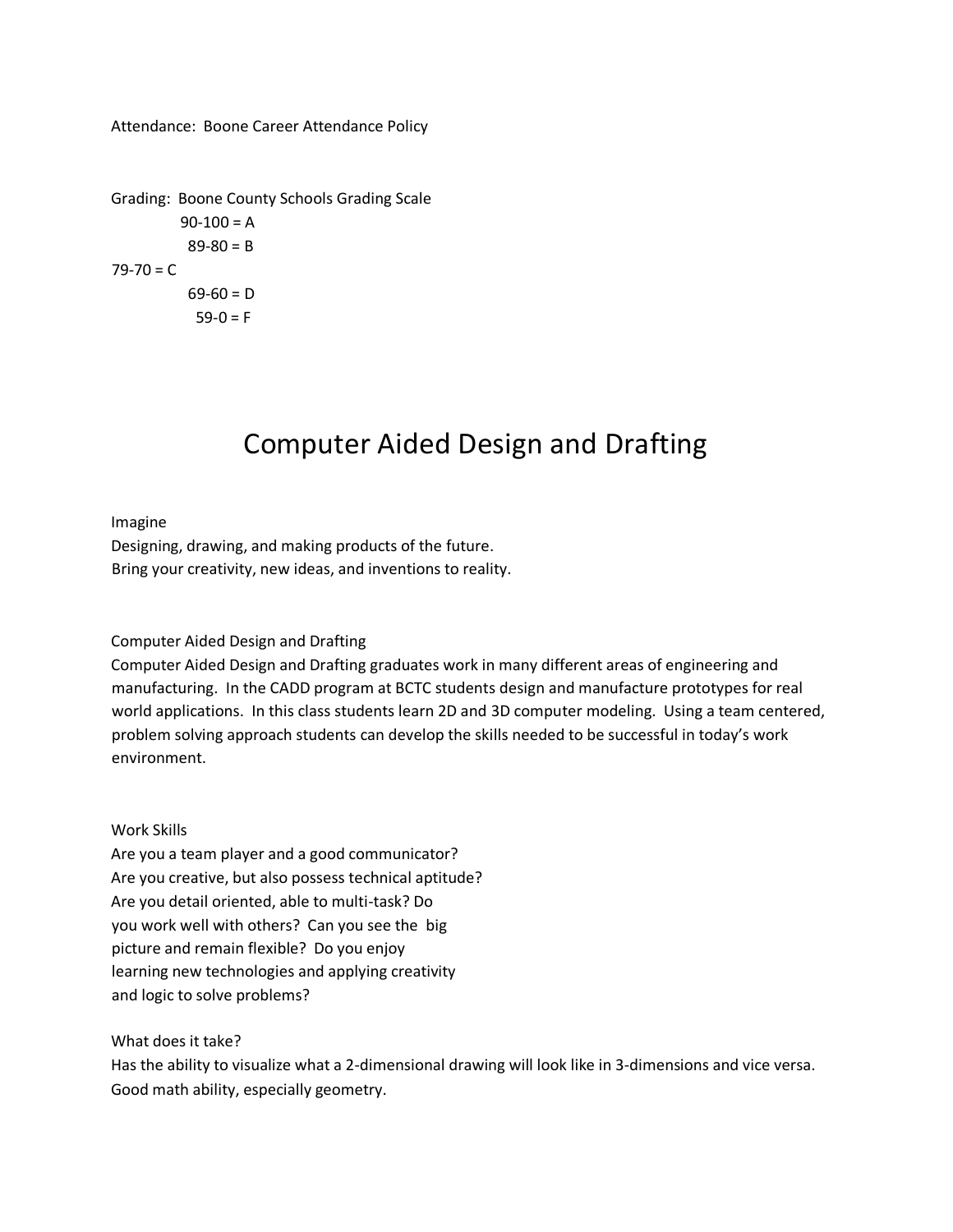Attendance: Boone Career Attendance Policy

Grading: Boone County Schools Grading Scale

90-100 = A
89-80 = B
79-70 = C
69-60 = D
59-0 = F

# Computer Aided Design and Drafting

Imagine
Designing, drawing, and making products of the future.
Bring your creativity, new ideas, and inventions to reality.

Computer Aided Design and Drafting
Computer Aided Design and Drafting graduates work in many different areas of engineering and manufacturing. In the CADD program at BCTC students design and manufacture prototypes for real world applications. In this class students learn 2D and 3D computer modeling. Using a team centered, problem solving approach students can develop the skills needed to be successful in today's work environment.

Work Skills
Are you a team player and a good communicator? Are you creative, but also possess technical aptitude? Are you detail oriented, able to multi-task? Do you work well with others? Can you see the big picture and remain flexible? Do you enjoy learning new technologies and applying creativity and logic to solve problems?

What does it take?
Has the ability to visualize what a 2-dimensional drawing will look like in 3-dimensions and vice versa.
Good math ability, especially geometry.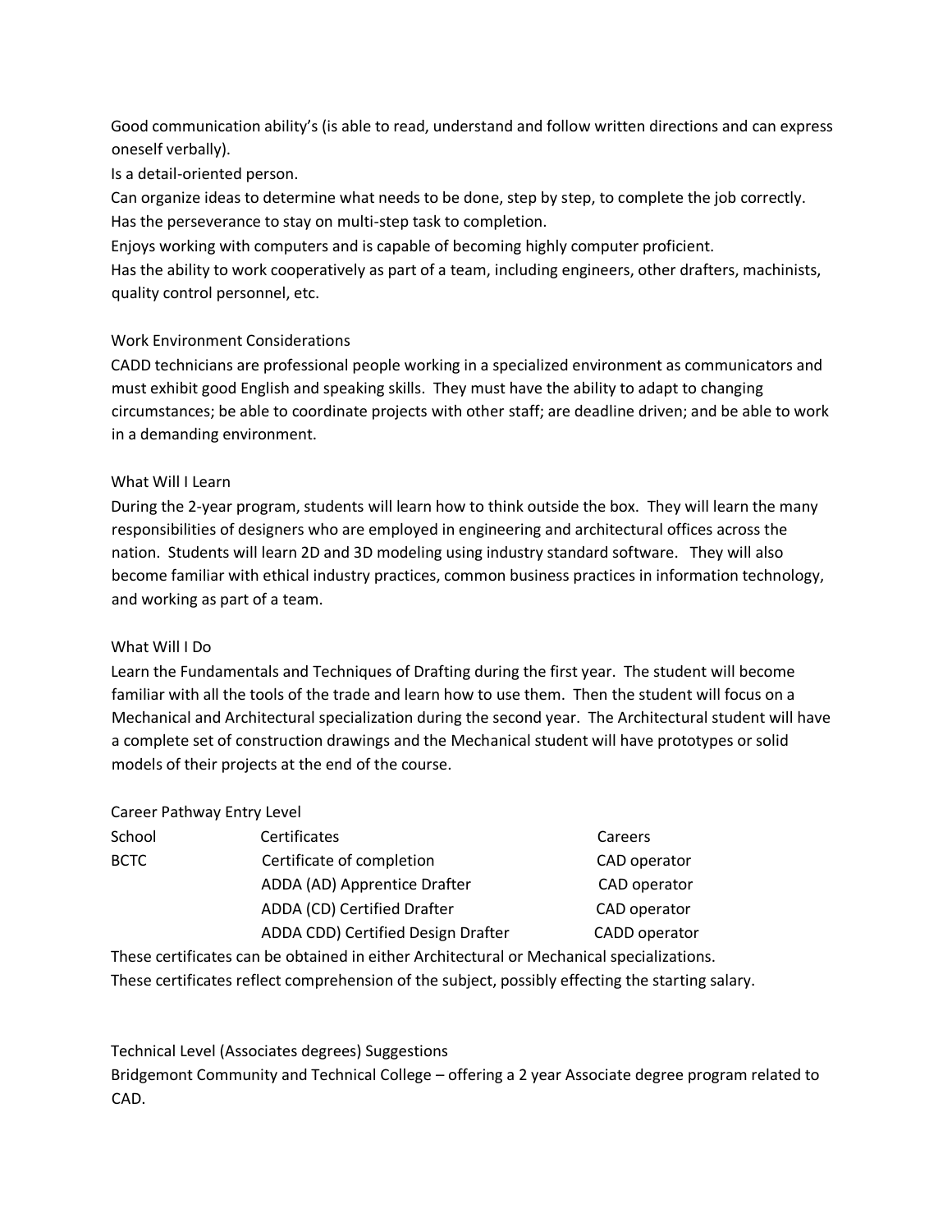Good communication ability's (is able to read, understand and follow written directions and can express oneself verbally).

Is a detail-oriented person.

Can organize ideas to determine what needs to be done, step by step, to complete the job correctly.

Has the perseverance to stay on multi-step task to completion.

Enjoys working with computers and is capable of becoming highly computer proficient.

Has the ability to work cooperatively as part of a team, including engineers, other drafters, machinists, quality control personnel, etc.

## Work Environment Considerations

CADD technicians are professional people working in a specialized environment as communicators and must exhibit good English and speaking skills. They must have the ability to adapt to changing circumstances; be able to coordinate projects with other staff; are deadline driven; and be able to work in a demanding environment.

## What Will I Learn

During the 2-year program, students will learn how to think outside the box. They will learn the many responsibilities of designers who are employed in engineering and architectural offices across the nation. Students will learn 2D and 3D modeling using industry standard software. They will also become familiar with ethical industry practices, common business practices in information technology, and working as part of a team.

## What Will I Do

Learn the Fundamentals and Techniques of Drafting during the first year. The student will become familiar with all the tools of the trade and learn how to use them. Then the student will focus on a Mechanical and Architectural specialization during the second year. The Architectural student will have a complete set of construction drawings and the Mechanical student will have prototypes or solid models of their projects at the end of the course.

## Career Pathway Entry Level

| School | Certificates | Careers |
|---|---|---|
| BCTC | Certificate of completion | CAD operator |
| | ADDA (AD) Apprentice Drafter | CAD operator |
| | ADDA (CD) Certified Drafter | CAD operator |
| | ADDA CDD) Certified Design Drafter | CADD operator |

These certificates can be obtained in either Architectural or Mechanical specializations.

These certificates reflect comprehension of the subject, possibly effecting the starting salary.

## Technical Level (Associates degrees) Suggestions

Bridgemont Community and Technical College – offering a 2 year Associate degree program related to CAD.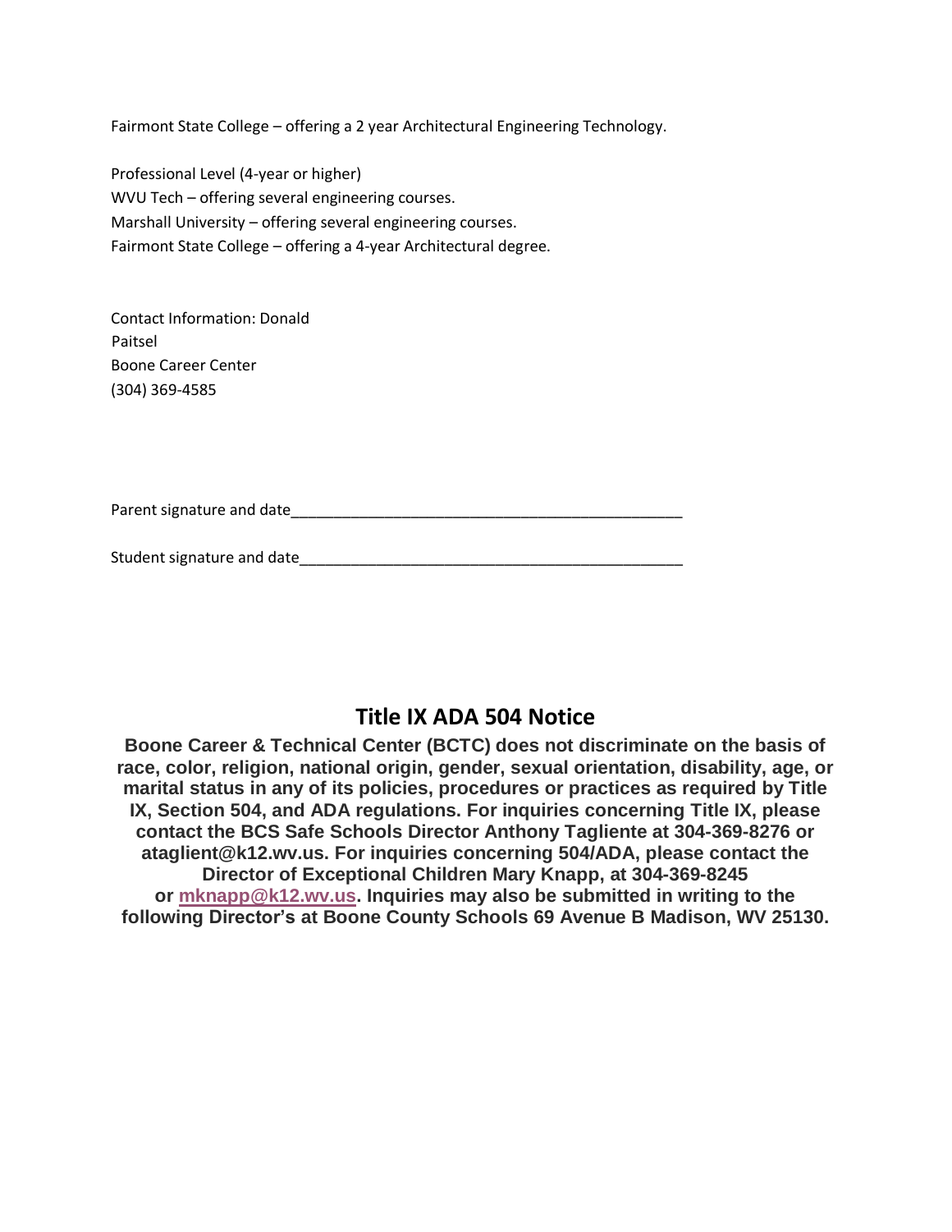Fairmont State College – offering a 2 year Architectural Engineering Technology.

Professional Level (4-year or higher)
WVU Tech – offering several engineering courses.
Marshall University – offering several engineering courses.
Fairmont State College – offering a 4-year Architectural degree.

Contact Information: Donald Paitsel
Boone Career Center
(304) 369-4585

Parent signature and date_______________________________________________

Student signature and date_______________________________________________

## Title IX ADA 504 Notice

**Boone Career & Technical Center (BCTC) does not discriminate on the basis of race, color, religion, national origin, gender, sexual orientation, disability, age, or marital status in any of its policies, procedures or practices as required by Title IX, Section 504, and ADA regulations. For inquiries concerning Title IX, please contact the BCS Safe Schools Director Anthony Tagliente at 304-369-8276 or ataglient@k12.wv.us. For inquiries concerning 504/ADA, please contact the Director of Exceptional Children Mary Knapp, at 304-369-8245 or mknapp@k12.wv.us. Inquiries may also be submitted in writing to the following Director's at Boone County Schools 69 Avenue B Madison, WV 25130.**